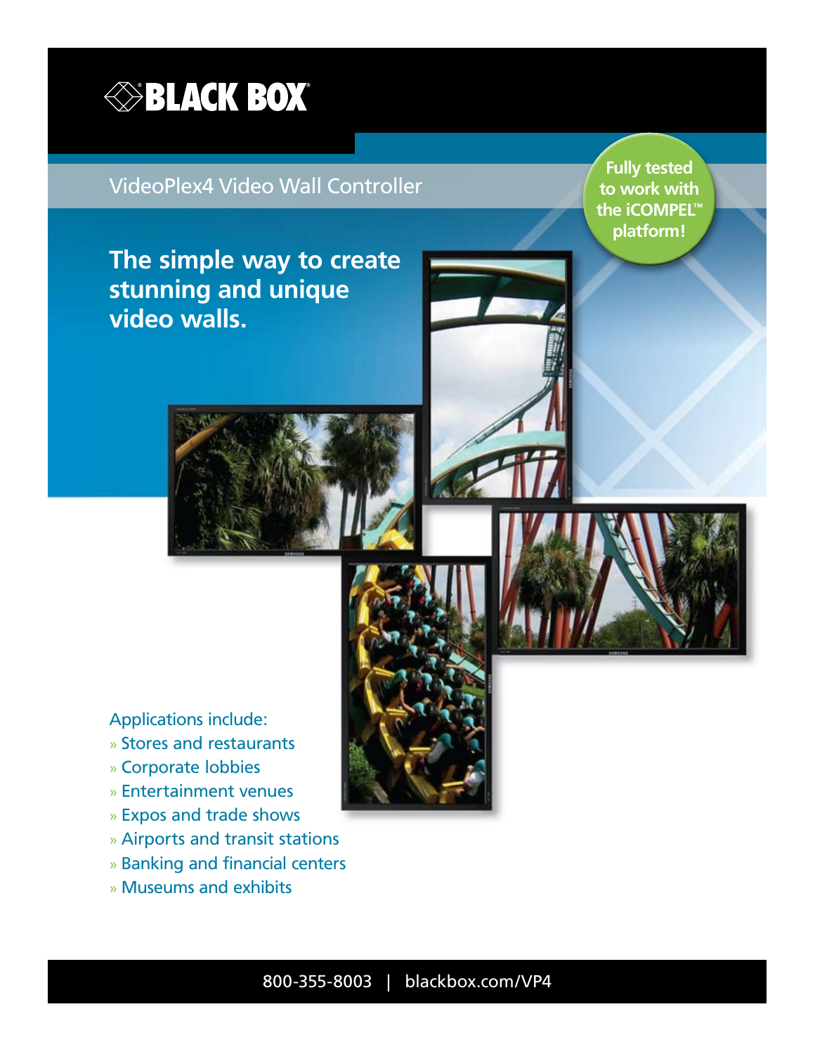BLACK BOX®

# VideoPlex4 Video Wall Controller

Fully tested to work with the iCOMPEL™ platform!

## The simple way to create stunning and unique video walls.

Applications include:

- » Stores and restaurants
- » Corporate lobbies
- » Entertainment venues
- » Expos and trade shows
- » Airports and transit stations
- » Banking and financial centers
- » Museums and exhibits

800-355-8003 | blackbox.com/VP4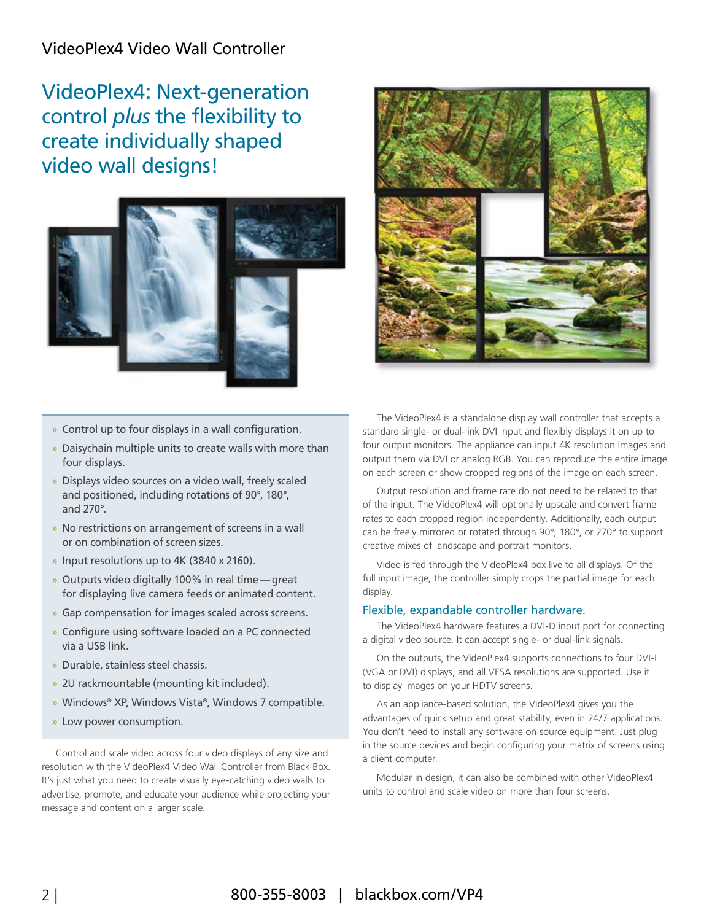# VideoPlex4: Next-generation control *plus* the flexibility to create individually shaped video wall designs!

- Control up to four displays in a wall configuration.
- Daisychain multiple units to create walls with more than four displays.
- Displays video sources on a video wall, freely scaled and positioned, including rotations of 90°, 180°, and 270°.
- No restrictions on arrangement of screens in a wall or on combination of screen sizes.
- Input resolutions up to 4K (3840 x 2160).
- Outputs video digitally 100% in real time—great for displaying live camera feeds or animated content.
- Gap compensation for images scaled across screens.
- Configure using software loaded on a PC connected via a USB link.
- Durable, stainless steel chassis.
- 2U rackmountable (mounting kit included).
- Windows® XP, Windows Vista®, Windows 7 compatible.
- Low power consumption.

Control and scale video across four video displays of any size and resolution with the VideoPlex4 Video Wall Controller from Black Box. It's just what you need to create visually eye-catching video walls to advertise, promote, and educate your audience while projecting your message and content on a larger scale.

The VideoPlex4 is a standalone display wall controller that accepts a standard single- or dual-link DVI input and flexibly displays it on up to four output monitors. The appliance can input 4K resolution images and output them via DVI or analog RGB. You can reproduce the entire image on each screen or show cropped regions of the image on each screen.

Output resolution and frame rate do not need to be related to that of the input. The VideoPlex4 will optionally upscale and convert frame rates to each cropped region independently. Additionally, each output can be freely mirrored or rotated through 90°, 180°, or 270° to support creative mixes of landscape and portrait monitors.

Video is fed through the VideoPlex4 box live to all displays. Of the full input image, the controller simply crops the partial image for each display.

## Flexible, expandable controller hardware.

The VideoPlex4 hardware features a DVI-D input port for connecting a digital video source. It can accept single- or dual-link signals.

On the outputs, the VideoPlex4 supports connections to four DVI-I (VGA or DVI) displays, and all VESA resolutions are supported. Use it to display images on your HDTV screens.

As an appliance-based solution, the VideoPlex4 gives you the advantages of quick setup and great stability, even in 24/7 applications. You don't need to install any software on source equipment. Just plug in the source devices and begin configuring your matrix of screens using a client computer.

Modular in design, it can also be combined with other VideoPlex4 units to control and scale video on more than four screens.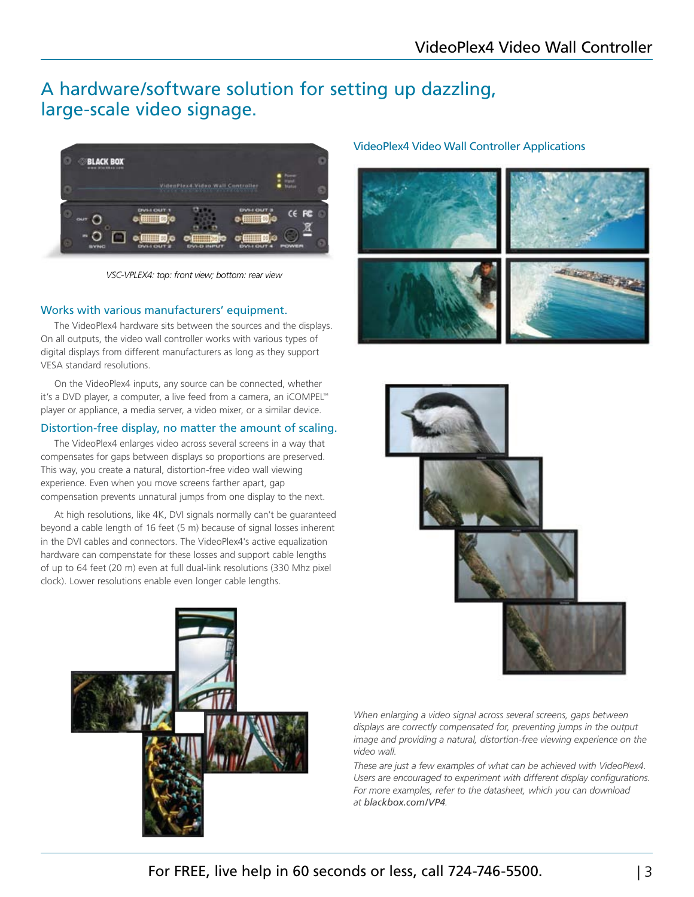# A hardware/software solution for setting up dazzling, large-scale video signage.

*VSC-VPLEX4: top: front view; bottom: rear view*

### Works with various manufacturers' equipment.

The VideoPlex4 hardware sits between the sources and the displays. On all outputs, the video wall controller works with various types of digital displays from different manufacturers as long as they support VESA standard resolutions.

On the VideoPlex4 inputs, any source can be connected, whether it's a DVD player, a computer, a live feed from a camera, an iCOMPEL™ player or appliance, a media server, a video mixer, or a similar device.

### Distortion-free display, no matter the amount of scaling.

The VideoPlex4 enlarges video across several screens in a way that compensates for gaps between displays so proportions are preserved. This way, you create a natural, distortion-free video wall viewing experience. Even when you move screens farther apart, gap compensation prevents unnatural jumps from one display to the next.

At high resolutions, like 4K, DVI signals normally can't be guaranteed beyond a cable length of 16 feet (5 m) because of signal losses inherent in the DVI cables and connectors. The VideoPlex4's active equalization hardware can compensate for these losses and support cable lengths of up to 64 feet (20 m) even at full dual-link resolutions (330 Mhz pixel clock). Lower resolutions enable even longer cable lengths.

### VideoPlex4 Video Wall Controller Applications

*When enlarging a video signal across several screens, gaps between displays are correctly compensated for, preventing jumps in the output image and providing a natural, distortion-free viewing experience on the video wall.*

*These are just a few examples of what can be achieved with VideoPlex4. Users are encouraged to experiment with different display configurations. For more examples, refer to the datasheet, which you can download at* ***blackbox.com/VP4****.*

For FREE, live help in 60 seconds or less, call 724-746-5500.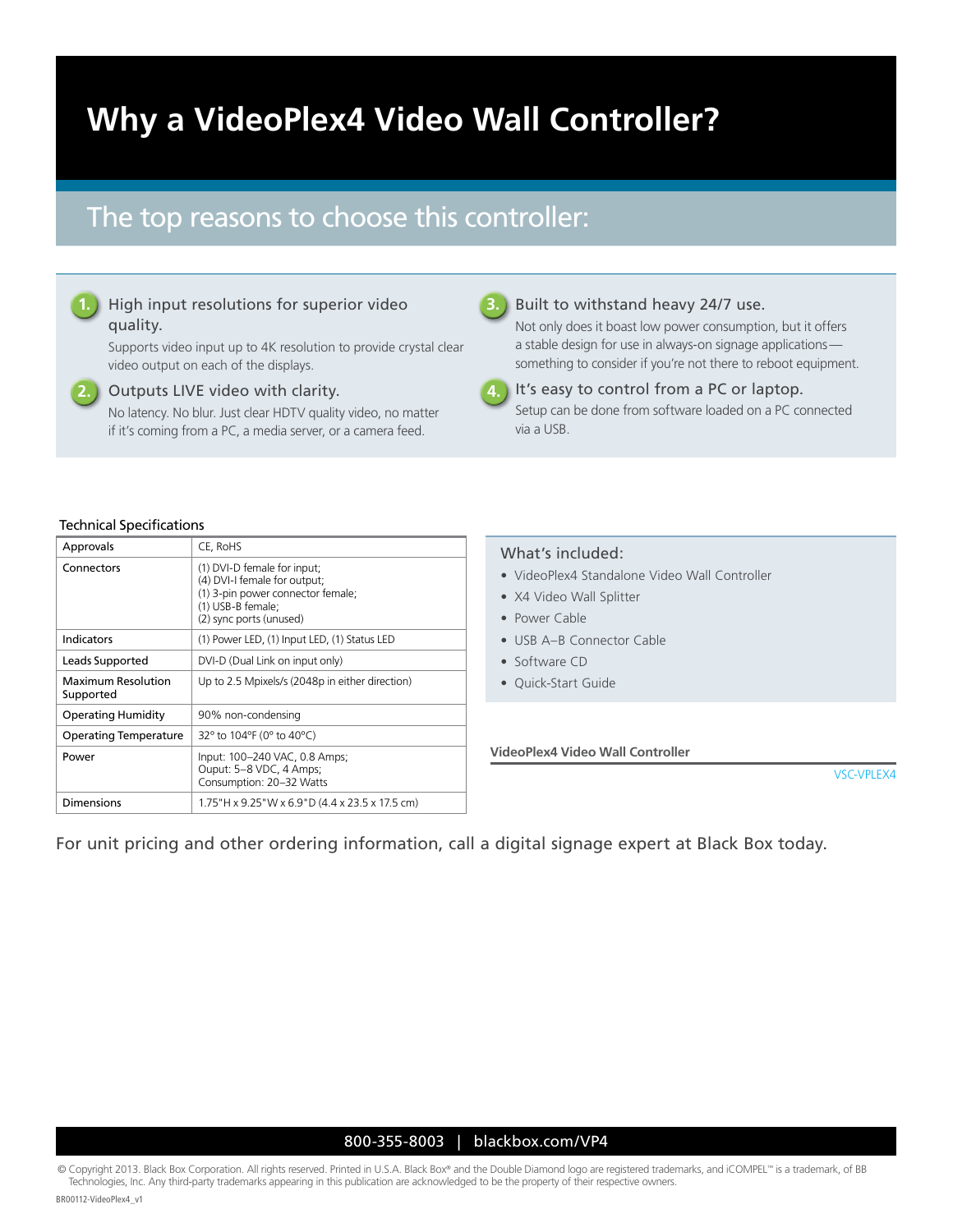# Why a VideoPlex4 Video Wall Controller?

## The top reasons to choose this controller:

**1.** High input resolutions for superior video quality.

Supports video input up to 4K resolution to provide crystal clear video output on each of the displays.

**2.** Outputs LIVE video with clarity.

No latency. No blur. Just clear HDTV quality video, no matter if it's coming from a PC, a media server, or a camera feed.

**3.** Built to withstand heavy 24/7 use.

Not only does it boast low power consumption, but it offers a stable design for use in always-on signage applications—something to consider if you're not there to reboot equipment.

**4.** It's easy to control from a PC or laptop.

Setup can be done from software loaded on a PC connected via a USB.

### Technical Specifications

| | |
|---|---|
| Approvals | CE, RoHS |
| Connectors | (1) DVI-D female for input;<br>(4) DVI-I female for output;<br>(1) 3-pin power connector female;<br>(1) USB-B female;<br>(2) sync ports (unused) |
| Indicators | (1) Power LED, (1) Input LED, (1) Status LED |
| Leads Supported | DVI-D (Dual Link on input only) |
| Maximum Resolution Supported | Up to 2.5 Mpixels/s (2048p in either direction) |
| Operating Humidity | 90% non-condensing |
| Operating Temperature | 32° to 104°F (0° to 40°C) |
| Power | Input: 100–240 VAC, 0.8 Amps;<br>Ouput: 5–8 VDC, 4 Amps;<br>Consumption: 20–32 Watts |
| Dimensions | 1.75"H x 9.25"W x 6.9"D (4.4 x 23.5 x 17.5 cm) |

### What's included:

- VideoPlex4 Standalone Video Wall Controller
- X4 Video Wall Splitter
- Power Cable
- USB A–B Connector Cable
- Software CD
- Quick-Start Guide

| VideoPlex4 Video Wall Controller | |
|---|---|
| | VSC-VPLEX4 |

For unit pricing and other ordering information, call a digital signage expert at Black Box today.

800-355-8003 | blackbox.com/VP4

© Copyright 2013. Black Box Corporation. All rights reserved. Printed in U.S.A. Black Box® and the Double Diamond logo are registered trademarks, and iCOMPEL™ is a trademark, of BB Technologies, Inc. Any third-party trademarks appearing in this publication are acknowledged to be the property of their respective owners.

BR00112-VideoPlex4_v1